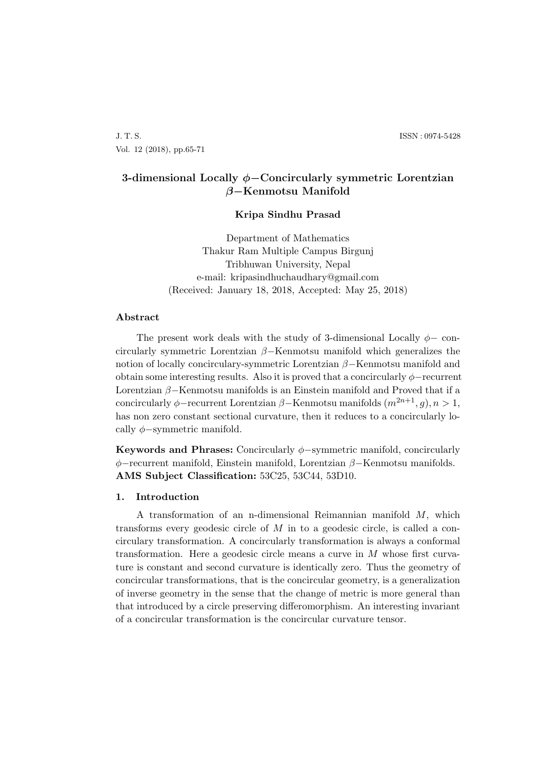# 3-dimensional Locally $\phi-$Concircularly symmetric Lorentzian $\beta-$Kenmotsu Manifold

**Kripa Sindhu Prasad**

Department of Mathematics
Thakur Ram Multiple Campus Birgunj
Tribhuwan University, Nepal
e-mail: kripasindhuchaudhary@gmail.com
(Received: January 18, 2018, Accepted: May 25, 2018)

## Abstract

The present work deals with the study of 3-dimensional Locally $\phi-$ concircularly symmetric Lorentzian $\beta-$Kenmotsu manifold which generalizes the notion of locally concirculary-symmetric Lorentzian $\beta-$Kenmotsu manifold and obtain some interesting results. Also it is proved that a concircularly $\phi-$recurrent Lorentzian $\beta-$Kenmotsu manifolds is an Einstein manifold and Proved that if a concircularly $\phi-$recurrent Lorentzian $\beta-$Kenmotsu manifolds $(m^{2n+1}, g), n > 1$, has non zero constant sectional curvature, then it reduces to a concircularly locally $\phi-$symmetric manifold.

**Keywords and Phrases:** Concircularly $\phi-$symmetric manifold, concircularly $\phi-$recurrent manifold, Einstein manifold, Lorentzian $\beta-$Kenmotsu manifolds.
**AMS Subject Classification:** 53C25, 53C44, 53D10.

## 1. Introduction

A transformation of an n-dimensional Reimannian manifold $M$, which transforms every geodesic circle of $M$ in to a geodesic circle, is called a concirculary transformation. A concirculary transformation is always a conformal transformation. Here a geodesic circle means a curve in $M$ whose first curvature is constant and second curvature is identically zero. Thus the geometry of concircular transformations, that is the concircular geometry, is a generalization of inverse geometry in the sense that the change of metric is more general than that introduced by a circle preserving differomorphism. An interesting invariant of a concircular transformation is the concircular curvature tensor.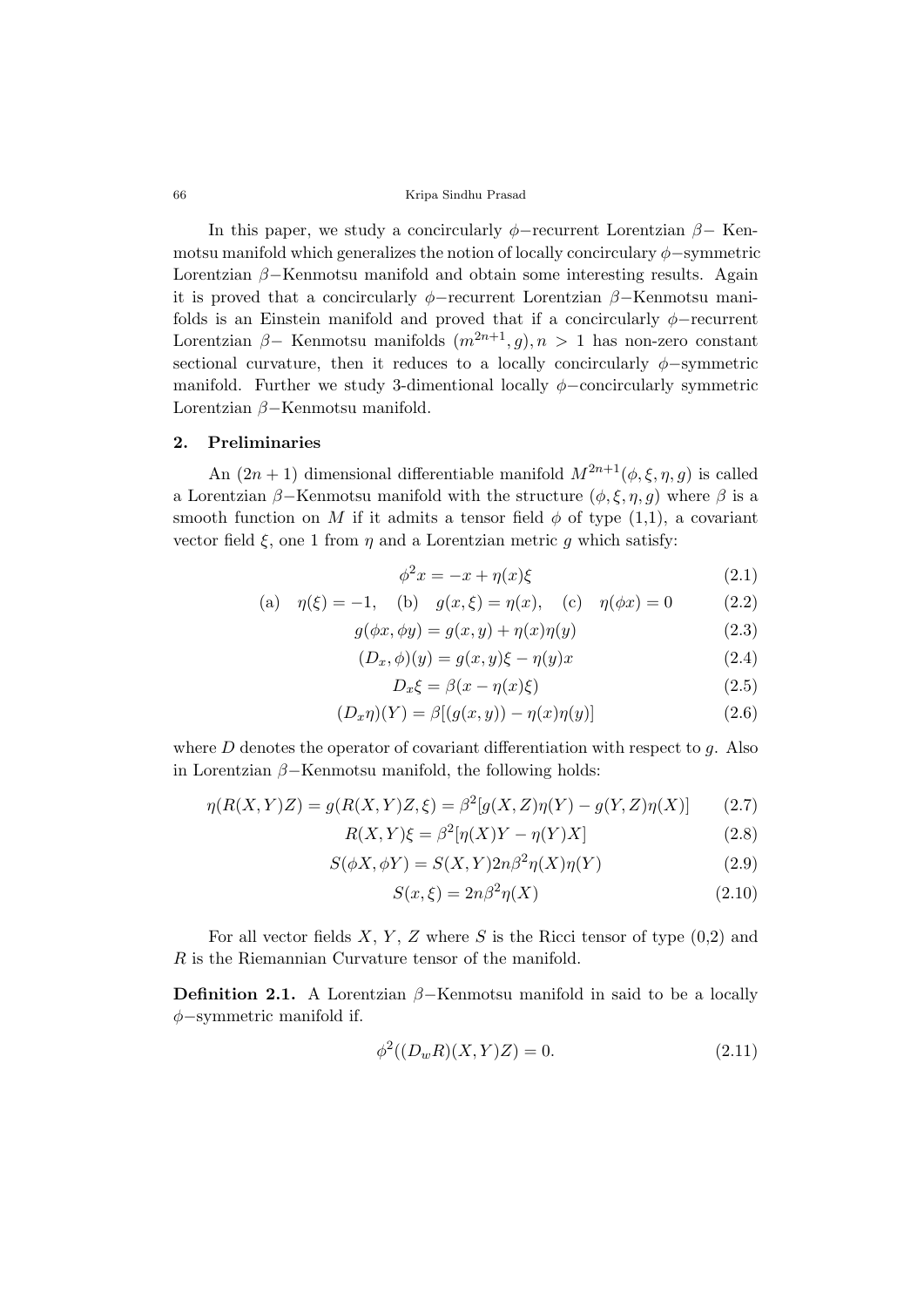In this paper, we study a concircularly $\phi-$recurrent Lorentzian $\beta-$ Kenmotsu manifold which generalizes the notion of locally concircular $\phi-$symmetric Lorentzian $\beta-$Kenmotsu manifold and obtain some interesting results. Again it is proved that a concircularly $\phi-$recurrent Lorentzian $\beta-$Kenmotsu manifolds is an Einstein manifold and proved that if a concircularly $\phi-$recurrent Lorentzian $\beta-$ Kenmotsu manifolds $(m^{2n+1}, g), n > 1$ has non-zero constant sectional curvature, then it reduces to a locally concircularly $\phi-$symmetric manifold. Further we study 3-dimentional locally $\phi-$concircularly symmetric Lorentzian $\beta-$Kenmotsu manifold.

## 2. Preliminaries

An $(2n+1)$ dimensional differentiable manifold $M^{2n+1}(\phi, \xi, \eta, g)$ is called a Lorentzian $\beta-$Kenmotsu manifold with the structure $(\phi, \xi, \eta, g)$ where $\beta$ is a smooth function on $M$ if it admits a tensor field $\phi$ of type (1,1), a covariant vector field $\xi$, one 1 from $\eta$ and a Lorentzian metric $g$ which satisfy:

$$\phi^2 x = -x + \eta(x)\xi \tag{2.1}$$

$$\text{(a)} \quad \eta(\xi) = -1, \quad \text{(b)} \quad g(x, \xi) = \eta(x), \quad \text{(c)} \quad \eta(\phi x) = 0 \tag{2.2}$$

$$g(\phi x, \phi y) = g(x, y) + \eta(x)\eta(y) \tag{2.3}$$

$$(D_x, \phi)(y) = g(x, y)\xi - \eta(y)x \tag{2.4}$$

$$D_x \xi = \beta(x - \eta(x)\xi) \tag{2.5}$$

$$(D_x \eta)(Y) = \beta[(g(x, y)) - \eta(x)\eta(y)] \tag{2.6}$$

where $D$ denotes the operator of covariant differentiation with respect to $g$. Also in Lorentzian $\beta-$Kenmotsu manifold, the following holds:

$$\eta(R(X, Y)Z) = g(R(X, Y)Z, \xi) = \beta^2[g(X, Z)\eta(Y) - g(Y, Z)\eta(X)] \tag{2.7}$$

$$R(X, Y)\xi = \beta^2[\eta(X)Y - \eta(Y)X] \tag{2.8}$$

$$S(\phi X, \phi Y) = S(X, Y)2n\beta^2\eta(X)\eta(Y) \tag{2.9}$$

$$S(x, \xi) = 2n\beta^2\eta(X) \tag{2.10}$$

For all vector fields $X$, $Y$, $Z$ where $S$ is the Ricci tensor of type (0,2) and $R$ is the Riemannian Curvature tensor of the manifold.

**Definition 2.1.** A Lorentzian $\beta-$Kenmotsu manifold in said to be a locally $\phi-$symmetric manifold if.

$$\phi^2((D_w R)(X, Y)Z) = 0. \tag{2.11}$$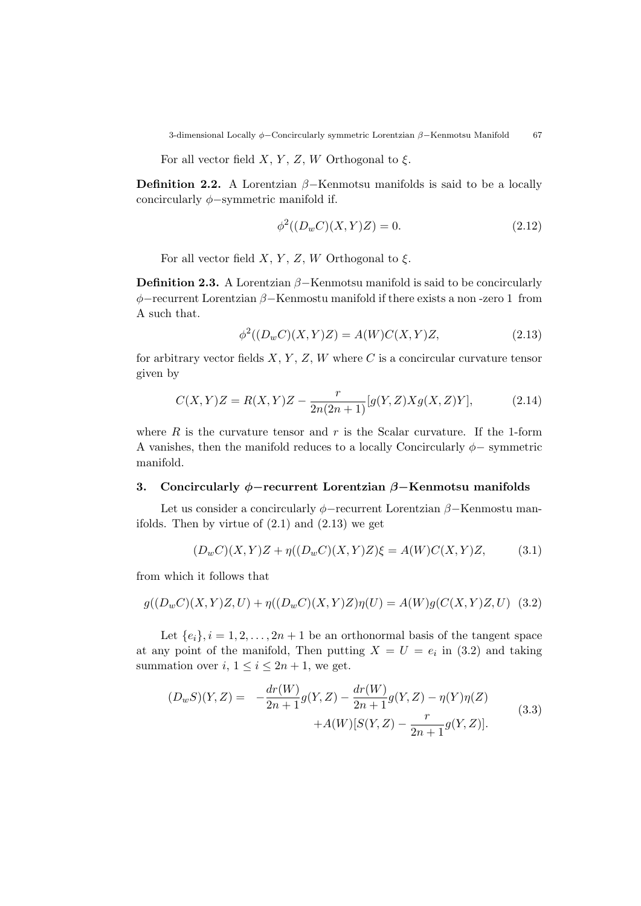For all vector field $X$, $Y$, $Z$, $W$ Orthogonal to $\xi$.

**Definition 2.2.** A Lorentzian $\beta-$Kenmotsu manifolds is said to be a locally concircularly $\phi-$symmetric manifold if.

$$\phi^2((D_w C)(X, Y)Z) = 0. \tag{2.12}$$

For all vector field $X$, $Y$, $Z$, $W$ Orthogonal to $\xi$.

**Definition 2.3.** A Lorentzian $\beta-$Kenmotsu manifold is said to be concircularly $\phi-$recurrent Lorentzian $\beta-$Kenmostu manifold if there exists a non -zero 1 from A such that.

$$\phi^2((D_w C)(X, Y)Z) = A(W)C(X, Y)Z, \tag{2.13}$$

for arbitrary vector fields $X$, $Y$, $Z$, $W$ where $C$ is a concircular curvature tensor given by

$$C(X, Y)Z = R(X, Y)Z - \frac{r}{2n(2n+1)}[g(Y, Z)Xg(X, Z)Y], \tag{2.14}$$

where $R$ is the curvature tensor and $r$ is the Scalar curvature. If the 1-form A vanishes, then the manifold reduces to a locally Concircularly $\phi-$ symmetric manifold.

## 3. Concircularly $\phi-$recurrent Lorentzian $\beta-$Kenmotsu manifolds

Let us consider a concircularly $\phi-$recurrent Lorentzian $\beta-$Kenmostu manifolds. Then by virtue of (2.1) and (2.13) we get

$$(D_w C)(X, Y)Z + \eta((D_w C)(X, Y)Z)\xi = A(W)C(X, Y)Z, \tag{3.1}$$

from which it follows that

$$g((D_w C)(X, Y)Z, U) + \eta((D_w C)(X, Y)Z)\eta(U) = A(W)g(C(X, Y)Z, U) \tag{3.2}$$

Let $\{e_i\}, i = 1, 2, \ldots, 2n+1$ be an orthonormal basis of the tangent space at any point of the manifold, Then putting $X = U = e_i$ in (3.2) and taking summation over $i$, $1 \leq i \leq 2n+1$, we get.

$$\begin{aligned}(D_w S)(Y, Z) = & -\frac{dr(W)}{2n+1}g(Y, Z) - \frac{dr(W)}{2n+1}g(Y, Z) - \eta(Y)\eta(Z) \\ & +A(W)[S(Y, Z) - \frac{r}{2n+1}g(Y, Z)].\end{aligned} \tag{3.3}$$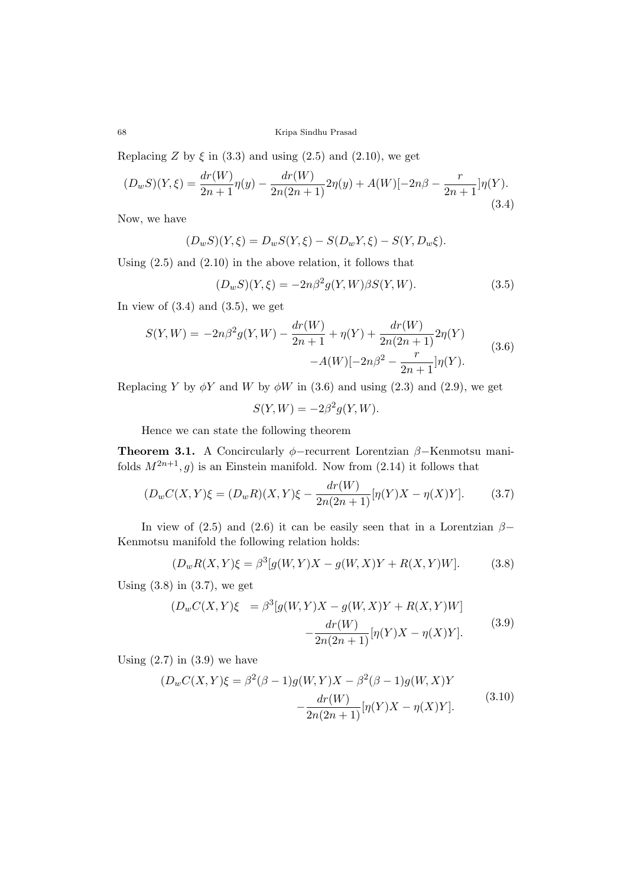Replacing $Z$ by $\xi$ in (3.3) and using (2.5) and (2.10), we get

$$(D_wS)(Y,\xi) = \frac{dr(W)}{2n+1}\eta(y) - \frac{dr(W)}{2n(2n+1)}2\eta(y) + A(W)[-2n\beta - \frac{r}{2n+1}]\eta(Y). \tag{3.4}$$

Now, we have

$$(D_wS)(Y,\xi) = D_wS(Y,\xi) - S(D_wY,\xi) - S(Y,D_w\xi).$$

Using (2.5) and (2.10) in the above relation, it follows that

$$(D_wS)(Y,\xi) = -2n\beta^2 g(Y,W)\beta S(Y,W). \tag{3.5}$$

In view of (3.4) and (3.5), we get

$$\begin{aligned} S(Y,W) = \; & -2n\beta^2 g(Y,W) - \frac{dr(W)}{2n+1} + \eta(Y) + \frac{dr(W)}{2n(2n+1)}2\eta(Y) \\ & -A(W)[-2n\beta^2 - \frac{r}{2n+1}]\eta(Y). \end{aligned} \tag{3.6}$$

Replacing $Y$ by $\phi Y$ and $W$ by $\phi W$ in (3.6) and using (2.3) and (2.9), we get

$$S(Y,W) = -2\beta^2 g(Y,W).$$

Hence we can state the following theorem

**Theorem 3.1.** A Concircularly $\phi-$recurrent Lorentzian $\beta-$Kenmotsu manifolds $M^{2n+1}, g)$ is an Einstein manifold. Now from (2.14) it follows that

$$(D_wC(X,Y)\xi = (D_wR)(X,Y)\xi - \frac{dr(W)}{2n(2n+1)}[\eta(Y)X - \eta(X)Y]. \tag{3.7}$$

In view of (2.5) and (2.6) it can be easily seen that in a Lorentzian $\beta-$ Kenmotsu manifold the following relation holds:

$$(D_wR(X,Y)\xi = \beta^3[g(W,Y)X - g(W,X)Y + R(X,Y)W]. \tag{3.8}$$

Using (3.8) in (3.7), we get

$$\begin{aligned} (D_wC(X,Y)\xi \; &= \beta^3[g(W,Y)X - g(W,X)Y + R(X,Y)W] \\ & -\frac{dr(W)}{2n(2n+1)}[\eta(Y)X - \eta(X)Y]. \end{aligned} \tag{3.9}$$

Using (2.7) in (3.9) we have

$$\begin{aligned} (D_wC(X,Y)\xi = \; & \beta^2(\beta-1)g(W,Y)X - \beta^2(\beta-1)g(W,X)Y \\ & -\frac{dr(W)}{2n(2n+1)}[\eta(Y)X - \eta(X)Y]. \end{aligned} \tag{3.10}$$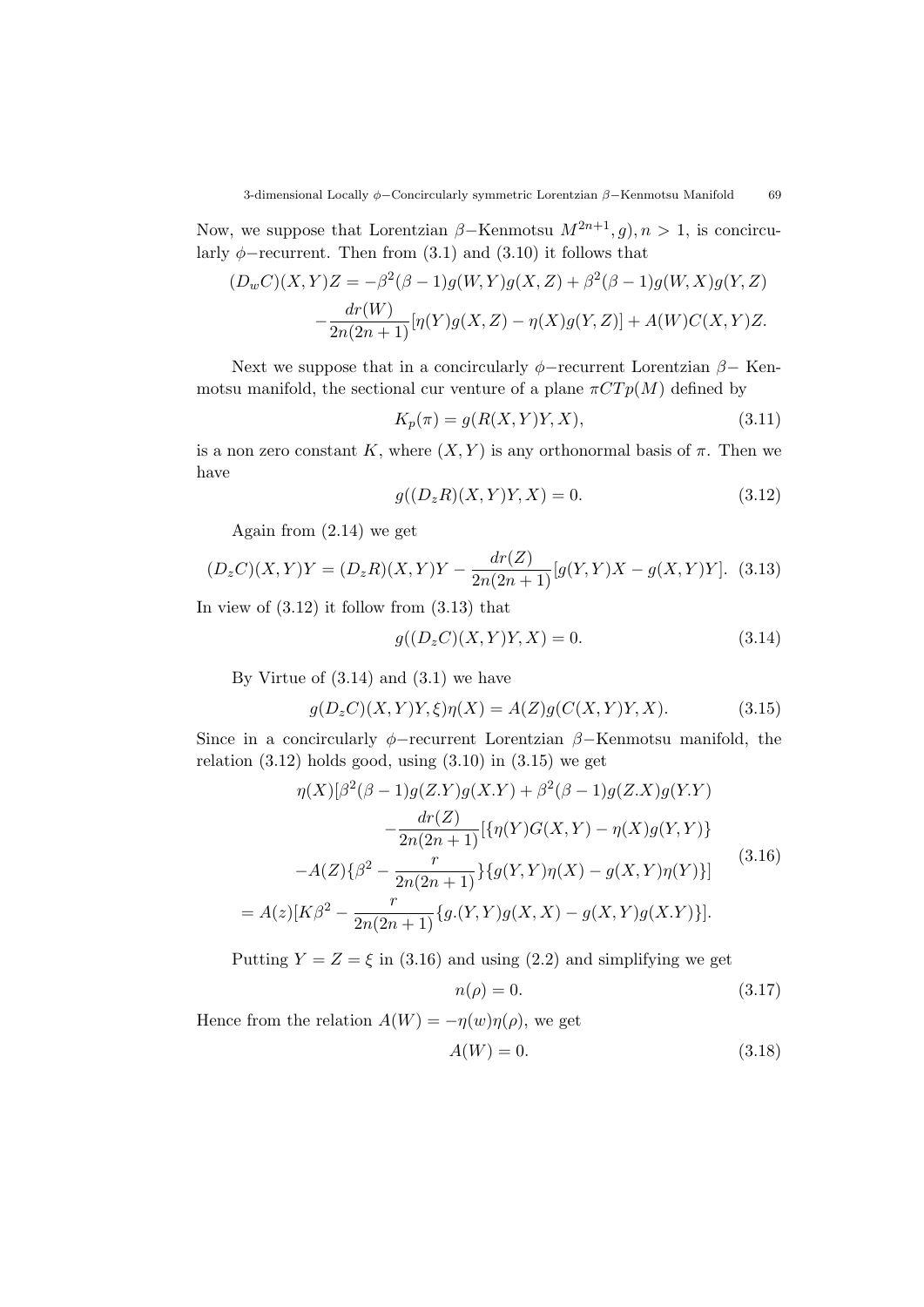Now, we suppose that Lorentzian $\beta-$Kenmotsu $M^{2n+1}, g), n > 1$, is concircularly $\phi-$recurrent. Then from (3.1) and (3.10) it follows that

$$(D_w C)(X,Y)Z = -\beta^2(\beta-1)g(W,Y)g(X,Z) + \beta^2(\beta-1)g(W,X)g(Y,Z)$$
$$-\frac{dr(W)}{2n(2n+1)}[\eta(Y)g(X,Z) - \eta(X)g(Y,Z)] + A(W)C(X,Y)Z.$$

Next we suppose that in a concircularly $\phi-$recurrent Lorentzian $\beta-$ Kenmotsu manifold, the sectional cur venture of a plane $\pi CTp(M)$ defined by

$$K_p(\pi) = g(R(X,Y)Y,X), \tag{3.11}$$

is a non zero constant $K$, where $(X,Y)$ is any orthonormal basis of $\pi$. Then we have

$$g((D_z R)(X,Y)Y,X) = 0. \tag{3.12}$$

Again from (2.14) we get

$$(D_z C)(X,Y)Y = (D_z R)(X,Y)Y - \frac{dr(Z)}{2n(2n+1)}[g(Y,Y)X - g(X,Y)Y]. \tag{3.13}$$

In view of (3.12) it follow from (3.13) that

$$g((D_z C)(X,Y)Y,X) = 0. \tag{3.14}$$

By Virtue of (3.14) and (3.1) we have

$$g(D_z C)(X,Y)Y,\xi)\eta(X) = A(Z)g(C(X,Y)Y,X). \tag{3.15}$$

Since in a concircularly $\phi-$recurrent Lorentzian $\beta-$Kenmotsu manifold, the relation (3.12) holds good, using (3.10) in (3.15) we get

$$\begin{aligned}
\eta(X)[\beta^2(\beta-1)g(Z.Y)g(X.Y) + \beta^2(\beta-1)g(Z.X)g(Y.Y) \\
-\frac{dr(Z)}{2n(2n+1)}[\{\eta(Y)G(X,Y) - \eta(X)g(Y,Y)\} \\
-A(Z)\{\beta^2 - \frac{r}{2n(2n+1)}\}\{g(Y,Y)\eta(X) - g(X,Y)\eta(Y)\}] \\
= A(z)[K\beta^2 - \frac{r}{2n(2n+1)}\{g.(Y,Y)g(X,X) - g(X,Y)g(X.Y)\}].
\end{aligned} \tag{3.16}$$

Putting $Y = Z = \xi$ in (3.16) and using (2.2) and simplifying we get

$$n(\rho) = 0. \tag{3.17}$$

Hence from the relation $A(W) = -\eta(w)\eta(\rho)$, we get

$$A(W) = 0. \tag{3.18}$$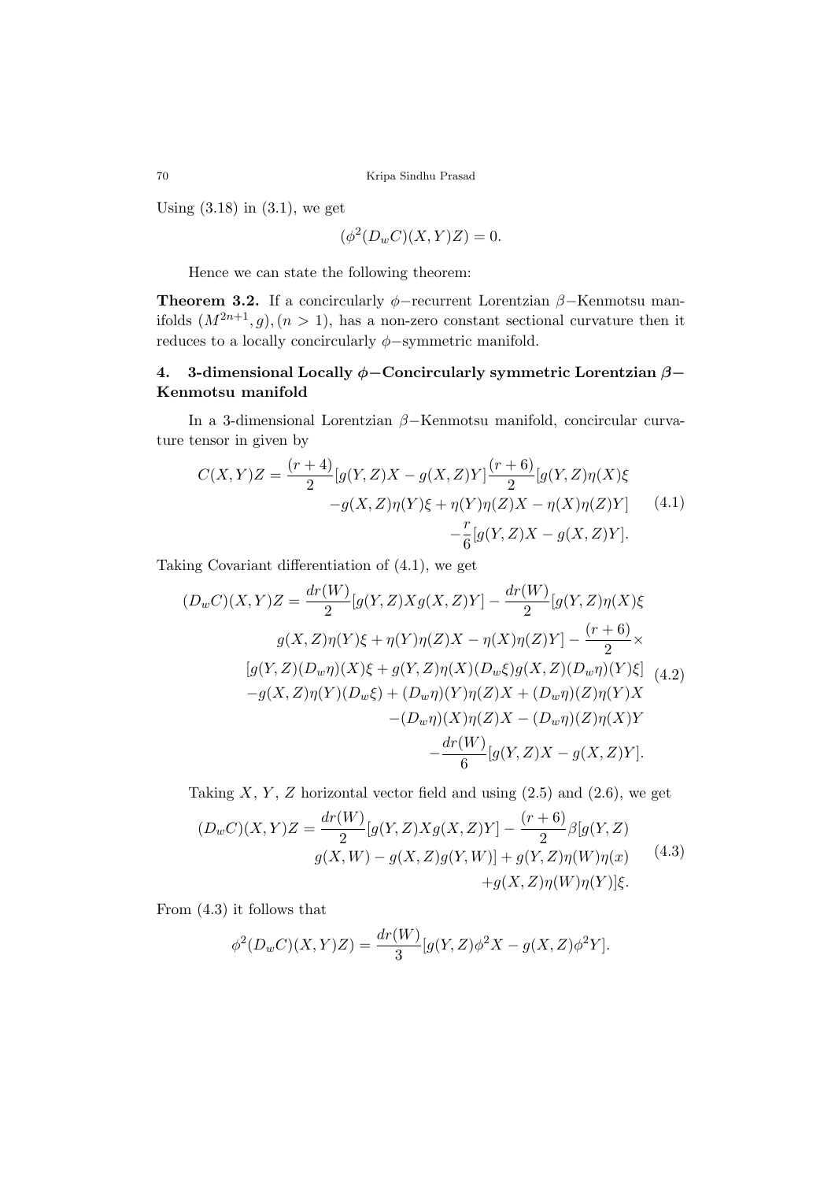Using (3.18) in (3.1), we get

$$(\phi^2(D_w C)(X, Y)Z) = 0.$$

Hence we can state the following theorem:

**Theorem 3.2.** If a concircularly $\phi-$recurrent Lorentzian $\beta-$Kenmotsu manifolds $(M^{2n+1}, g), (n > 1)$, has a non-zero constant sectional curvature then it reduces to a locally concircularly $\phi-$symmetric manifold.

## 4. 3-dimensional Locally $\phi-$Concircularly symmetric Lorentzian $\beta-$ Kenmotsu manifold

In a 3-dimensional Lorentzian $\beta-$Kenmotsu manifold, concircular curvature tensor in given by

$$\begin{aligned} C(X,Y)Z = \frac{(r+4)}{2}[g(Y,Z)X - g(X,Z)Y]\frac{(r+6)}{2}[g(Y,Z)\eta(X)\xi \\ -g(X,Z)\eta(Y)\xi + \eta(Y)\eta(Z)X - \eta(X)\eta(Z)Y] \\ -\frac{r}{6}[g(Y,Z)X - g(X,Z)Y]. \end{aligned} \tag{4.1}$$

Taking Covariant differentiation of (4.1), we get

$$\begin{aligned} (D_w C)(X,Y)Z = \frac{dr(W)}{2}[g(Y,Z)Xg(X,Z)Y] - \frac{dr(W)}{2}[g(Y,Z)\eta(X)\xi \\ g(X,Z)\eta(Y)\xi + \eta(Y)\eta(Z)X - \eta(X)\eta(Z)Y] - \frac{(r+6)}{2}\times \\ [g(Y,Z)(D_w\eta)(X)\xi + g(Y,Z)\eta(X)(D_w\xi)g(X,Z)(D_w\eta)(Y)\xi] \\ -g(X,Z)\eta(Y)(D_w\xi) + (D_w\eta)(Y)\eta(Z)X + (D_w\eta)(Z)\eta(Y)X \\ -(D_w\eta)(X)\eta(Z)X - (D_w\eta)(Z)\eta(X)Y \\ -\frac{dr(W)}{6}[g(Y,Z)X - g(X,Z)Y]. \end{aligned} \tag{4.2}$$

Taking $X$, $Y$, $Z$ horizontal vector field and using (2.5) and (2.6), we get

$$\begin{aligned} (D_w C)(X,Y)Z = \frac{dr(W)}{2}[g(Y,Z)Xg(X,Z)Y] - \frac{(r+6)}{2}\beta[g(Y,Z) \\ g(X,W) - g(X,Z)g(Y,W)] + g(Y,Z)\eta(W)\eta(x) \\ +g(X,Z)\eta(W)\eta(Y)]\xi. \end{aligned} \tag{4.3}$$

From (4.3) it follows that

$$\phi^2(D_w C)(X,Y)Z) = \frac{dr(W)}{3}[g(Y,Z)\phi^2 X - g(X,Z)\phi^2 Y].$$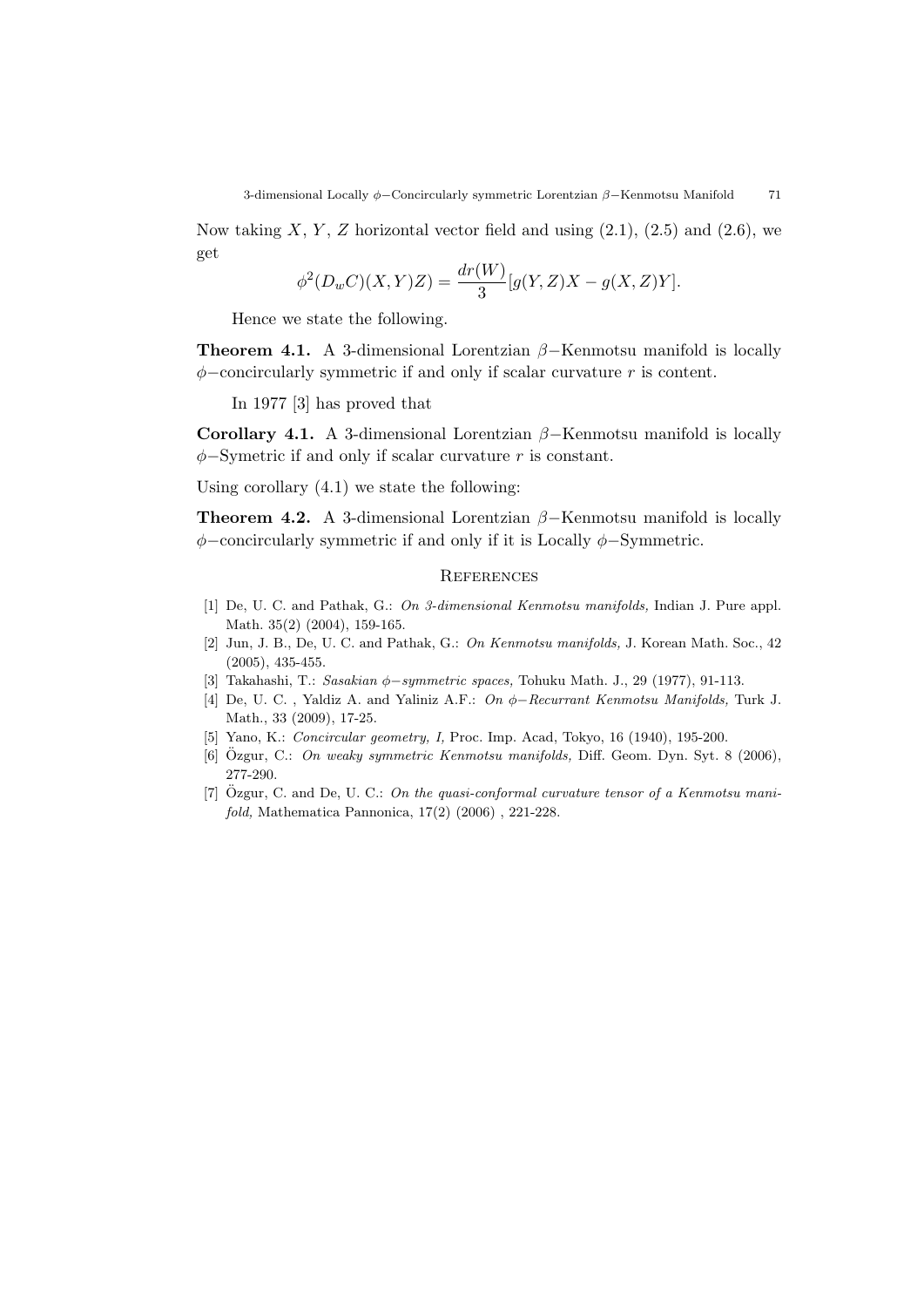Now taking $X$, $Y$, $Z$ horizontal vector field and using (2.1), (2.5) and (2.6), we get

$$\phi^2(D_wC)(X,Y)Z) = \frac{dr(W)}{3}[g(Y,Z)X - g(X,Z)Y].$$

Hence we state the following.

**Theorem 4.1.** A 3-dimensional Lorentzian $\beta-$Kenmotsu manifold is locally $\phi-$concircularly symmetric if and only if scalar curvature $r$ is content.

In 1977 [3] has proved that

**Corollary 4.1.** A 3-dimensional Lorentzian $\beta-$Kenmotsu manifold is locally $\phi-$Symetric if and only if scalar curvature $r$ is constant.

Using corollary (4.1) we state the following:

**Theorem 4.2.** A 3-dimensional Lorentzian $\beta-$Kenmotsu manifold is locally $\phi-$concircularly symmetric if and only if it is Locally $\phi-$Symmetric.

## References

[1] De, U. C. and Pathak, G.: *On 3-dimensional Kenmotsu manifolds,* Indian J. Pure appl. Math. 35(2) (2004), 159-165.

[2] Jun, J. B., De, U. C. and Pathak, G.: *On Kenmotsu manifolds,* J. Korean Math. Soc., 42 (2005), 435-455.

[3] Takahashi, T.: *Sasakian $\phi-$symmetric spaces,* Tohuku Math. J., 29 (1977), 91-113.

[4] De, U. C. , Yaldiz A. and Yaliniz A.F.: *On $\phi-$Recurrant Kenmotsu Manifolds,* Turk J. Math., 33 (2009), 17-25.

[5] Yano, K.: *Concircular geometry, I,* Proc. Imp. Acad, Tokyo, 16 (1940), 195-200.

[6] Özgur, C.: *On weaky symmetric Kenmotsu manifolds,* Diff. Geom. Dyn. Syt. 8 (2006), 277-290.

[7] Özgur, C. and De, U. C.: *On the quasi-conformal curvature tensor of a Kenmotsu manifold,* Mathematica Pannonica, 17(2) (2006) , 221-228.